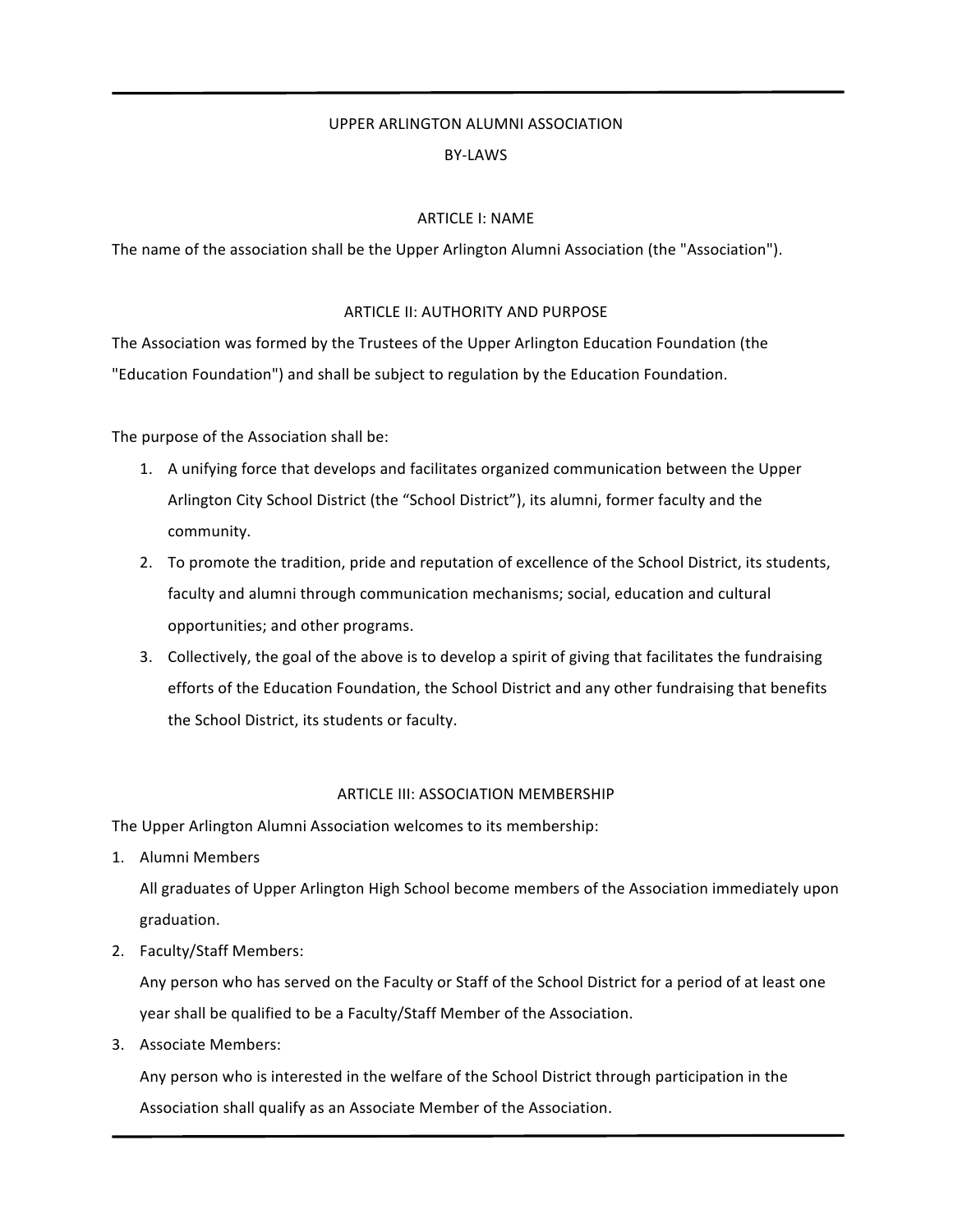# UPPER ARLINGTON ALUMNI ASSOCIATION

# BY-LAWS

## ARTICLE I: NAME

The name of the association shall be the Upper Arlington Alumni Association (the "Association").

## ARTICLE II: AUTHORITY AND PURPOSE

The Association was formed by the Trustees of the Upper Arlington Education Foundation (the "Education Foundation") and shall be subject to regulation by the Education Foundation.

The purpose of the Association shall be:

1. A unifying force that develops and facilitates organized communication between the Upper Arlington City School District (the "School District"), its alumni, former faculty and the community.
2. To promote the tradition, pride and reputation of excellence of the School District, its students, faculty and alumni through communication mechanisms; social, education and cultural opportunities; and other programs.
3. Collectively, the goal of the above is to develop a spirit of giving that facilitates the fundraising efforts of the Education Foundation, the School District and any other fundraising that benefits the School District, its students or faculty.

## ARTICLE III: ASSOCIATION MEMBERSHIP

The Upper Arlington Alumni Association welcomes to its membership:

1. Alumni Members

   All graduates of Upper Arlington High School become members of the Association immediately upon graduation.

2. Faculty/Staff Members:

   Any person who has served on the Faculty or Staff of the School District for a period of at least one year shall be qualified to be a Faculty/Staff Member of the Association.

3. Associate Members:

   Any person who is interested in the welfare of the School District through participation in the Association shall qualify as an Associate Member of the Association.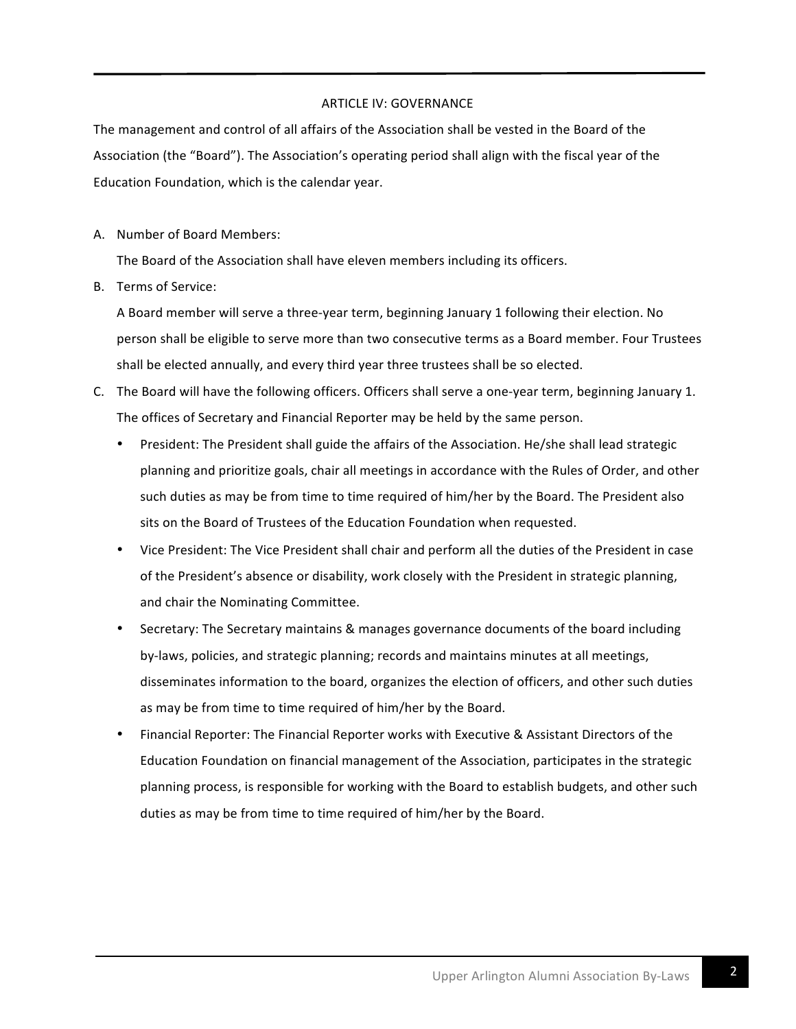## ARTICLE IV: GOVERNANCE

The management and control of all affairs of the Association shall be vested in the Board of the Association (the "Board"). The Association's operating period shall align with the fiscal year of the Education Foundation, which is the calendar year.

A. Number of Board Members:

   The Board of the Association shall have eleven members including its officers.

B. Terms of Service:

   A Board member will serve a three-year term, beginning January 1 following their election. No person shall be eligible to serve more than two consecutive terms as a Board member. Four Trustees shall be elected annually, and every third year three trustees shall be so elected.

C. The Board will have the following officers. Officers shall serve a one-year term, beginning January 1. The offices of Secretary and Financial Reporter may be held by the same person.

   - President: The President shall guide the affairs of the Association. He/she shall lead strategic planning and prioritize goals, chair all meetings in accordance with the Rules of Order, and other such duties as may be from time to time required of him/her by the Board. The President also sits on the Board of Trustees of the Education Foundation when requested.
   - Vice President: The Vice President shall chair and perform all the duties of the President in case of the President's absence or disability, work closely with the President in strategic planning, and chair the Nominating Committee.
   - Secretary: The Secretary maintains & manages governance documents of the board including by-laws, policies, and strategic planning; records and maintains minutes at all meetings, disseminates information to the board, organizes the election of officers, and other such duties as may be from time to time required of him/her by the Board.
   - Financial Reporter: The Financial Reporter works with Executive & Assistant Directors of the Education Foundation on financial management of the Association, participates in the strategic planning process, is responsible for working with the Board to establish budgets, and other such duties as may be from time to time required of him/her by the Board.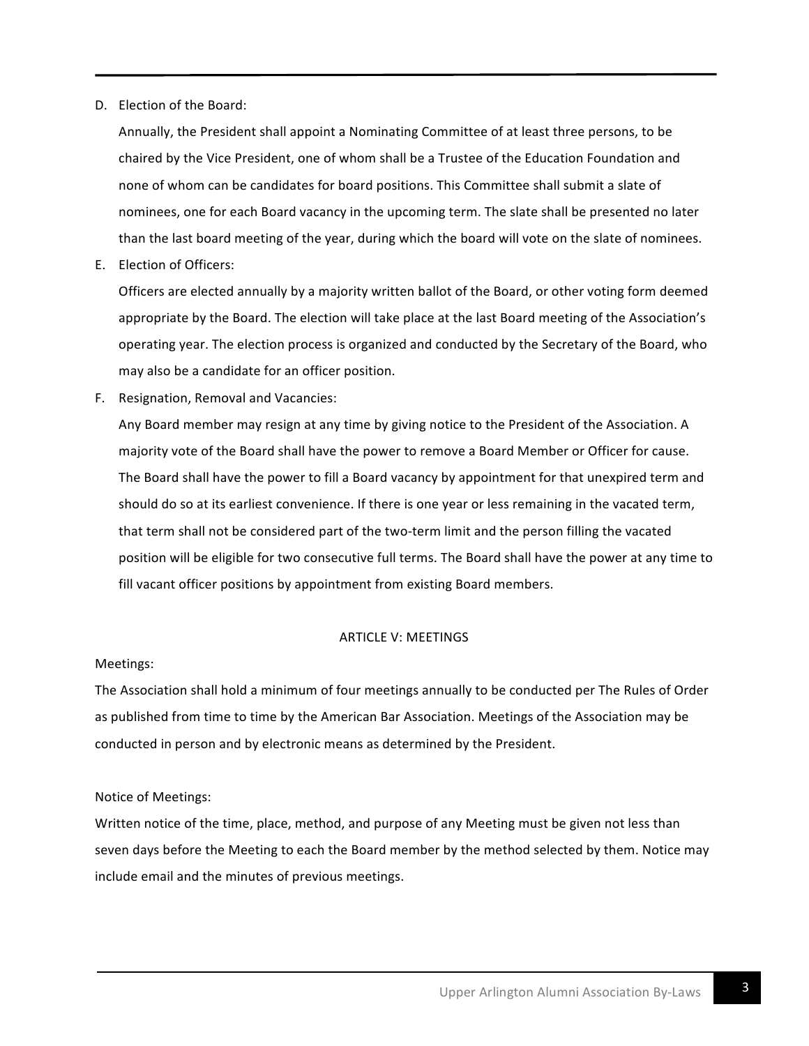D. Election of the Board:

   Annually, the President shall appoint a Nominating Committee of at least three persons, to be chaired by the Vice President, one of whom shall be a Trustee of the Education Foundation and none of whom can be candidates for board positions. This Committee shall submit a slate of nominees, one for each Board vacancy in the upcoming term. The slate shall be presented no later than the last board meeting of the year, during which the board will vote on the slate of nominees.

E. Election of Officers:

   Officers are elected annually by a majority written ballot of the Board, or other voting form deemed appropriate by the Board. The election will take place at the last Board meeting of the Association's operating year. The election process is organized and conducted by the Secretary of the Board, who may also be a candidate for an officer position.

F. Resignation, Removal and Vacancies:

   Any Board member may resign at any time by giving notice to the President of the Association. A majority vote of the Board shall have the power to remove a Board Member or Officer for cause. The Board shall have the power to fill a Board vacancy by appointment for that unexpired term and should do so at its earliest convenience. If there is one year or less remaining in the vacated term, that term shall not be considered part of the two-term limit and the person filling the vacated position will be eligible for two consecutive full terms. The Board shall have the power at any time to fill vacant officer positions by appointment from existing Board members.

## ARTICLE V: MEETINGS

Meetings:

The Association shall hold a minimum of four meetings annually to be conducted per The Rules of Order as published from time to time by the American Bar Association. Meetings of the Association may be conducted in person and by electronic means as determined by the President.

Notice of Meetings:

Written notice of the time, place, method, and purpose of any Meeting must be given not less than seven days before the Meeting to each the Board member by the method selected by them. Notice may include email and the minutes of previous meetings.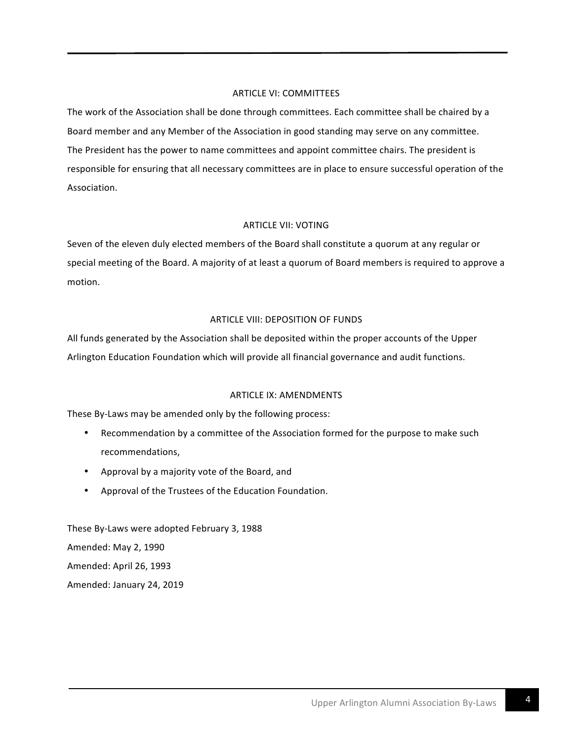## ARTICLE VI: COMMITTEES

The work of the Association shall be done through committees. Each committee shall be chaired by a Board member and any Member of the Association in good standing may serve on any committee. The President has the power to name committees and appoint committee chairs. The president is responsible for ensuring that all necessary committees are in place to ensure successful operation of the Association.

## ARTICLE VII: VOTING

Seven of the eleven duly elected members of the Board shall constitute a quorum at any regular or special meeting of the Board. A majority of at least a quorum of Board members is required to approve a motion.

## ARTICLE VIII: DEPOSITION OF FUNDS

All funds generated by the Association shall be deposited within the proper accounts of the Upper Arlington Education Foundation which will provide all financial governance and audit functions.

## ARTICLE IX: AMENDMENTS

These By-Laws may be amended only by the following process:

- Recommendation by a committee of the Association formed for the purpose to make such recommendations,
- Approval by a majority vote of the Board, and
- Approval of the Trustees of the Education Foundation.

These By-Laws were adopted February 3, 1988

Amended: May 2, 1990

Amended: April 26, 1993

Amended: January 24, 2019